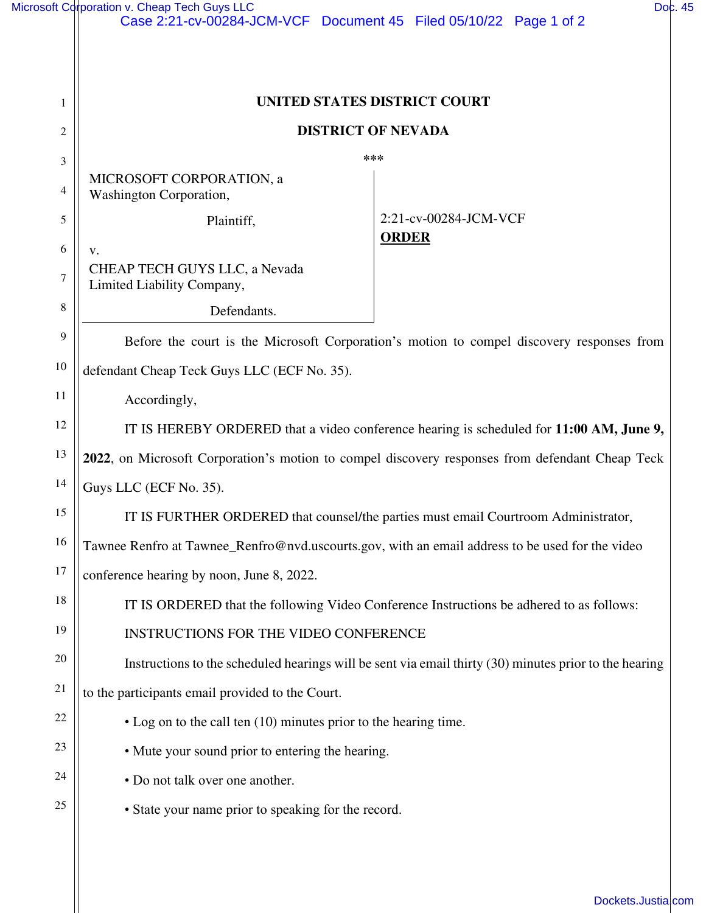**UNITED STATES DISTRICT COURT**

**DISTRICT OF NEVADA**

\*\*\*

MICROSOFT CORPORATION, a Washington Corporation,

Plaintiff,

v.

CHEAP TECH GUYS LLC, a Nevada Limited Liability Company,

Defendants.

2:21-cv-00284-JCM-VCF

**ORDER**

Before the court is the Microsoft Corporation's motion to compel discovery responses from defendant Cheap Teck Guys LLC (ECF No. 35).

Accordingly,

IT IS HEREBY ORDERED that a video conference hearing is scheduled for **11:00 AM, June 9, 2022**, on Microsoft Corporation's motion to compel discovery responses from defendant Cheap Teck Guys LLC (ECF No. 35).

IT IS FURTHER ORDERED that counsel/the parties must email Courtroom Administrator, Tawnee Renfro at Tawnee_Renfro@nvd.uscourts.gov, with an email address to be used for the video conference hearing by noon, June 8, 2022.

IT IS ORDERED that the following Video Conference Instructions be adhered to as follows:

INSTRUCTIONS FOR THE VIDEO CONFERENCE

Instructions to the scheduled hearings will be sent via email thirty (30) minutes prior to the hearing to the participants email provided to the Court.

• Log on to the call ten (10) minutes prior to the hearing time.

• Mute your sound prior to entering the hearing.

• Do not talk over one another.

• State your name prior to speaking for the record.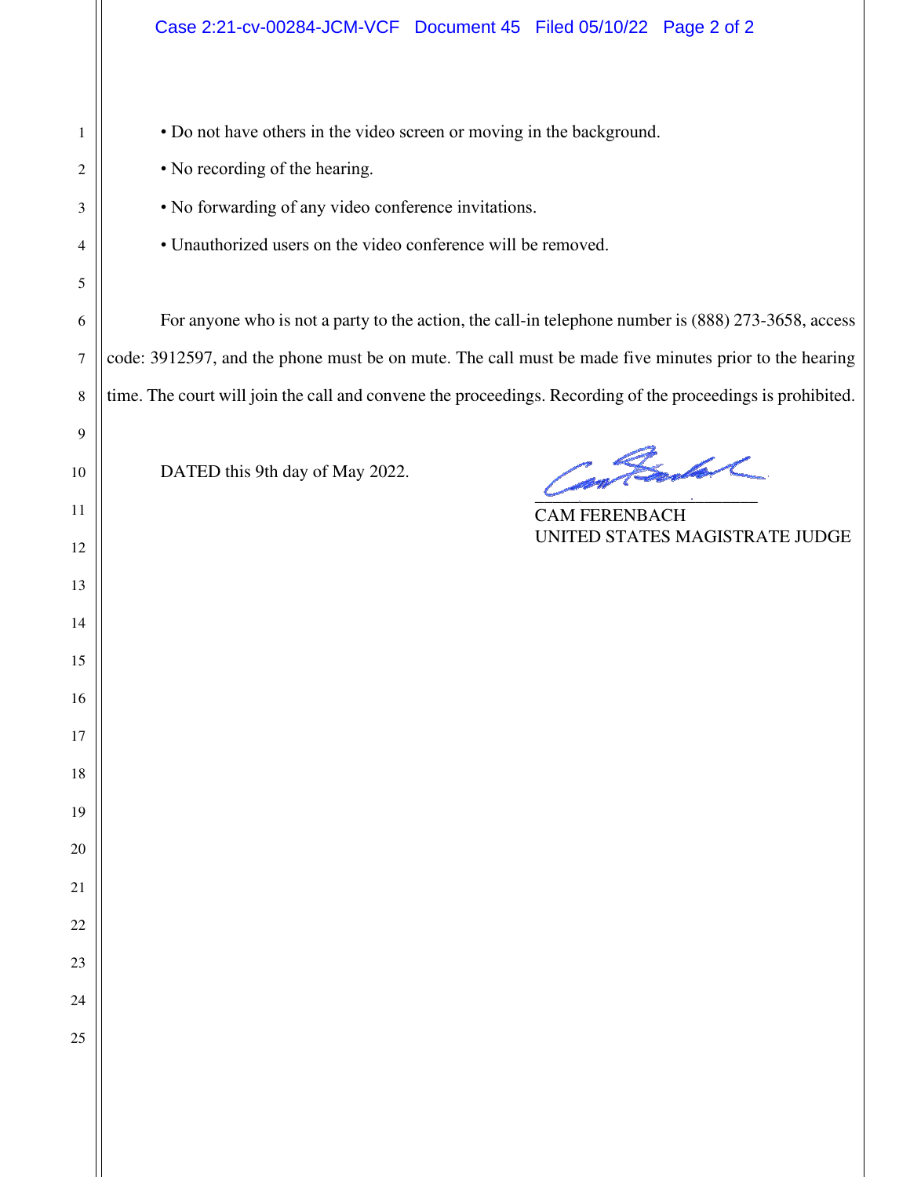- Do not have others in the video screen or moving in the background.
- No recording of the hearing.
- No forwarding of any video conference invitations.
- Unauthorized users on the video conference will be removed.

For anyone who is not a party to the action, the call-in telephone number is (888) 273-3658, access code: 3912597, and the phone must be on mute. The call must be made five minutes prior to the hearing time. The court will join the call and convene the proceedings. Recording of the proceedings is prohibited.

DATED this 9th day of May 2022.

_____________________________

CAM FERENBACH
UNITED STATES MAGISTRATE JUDGE